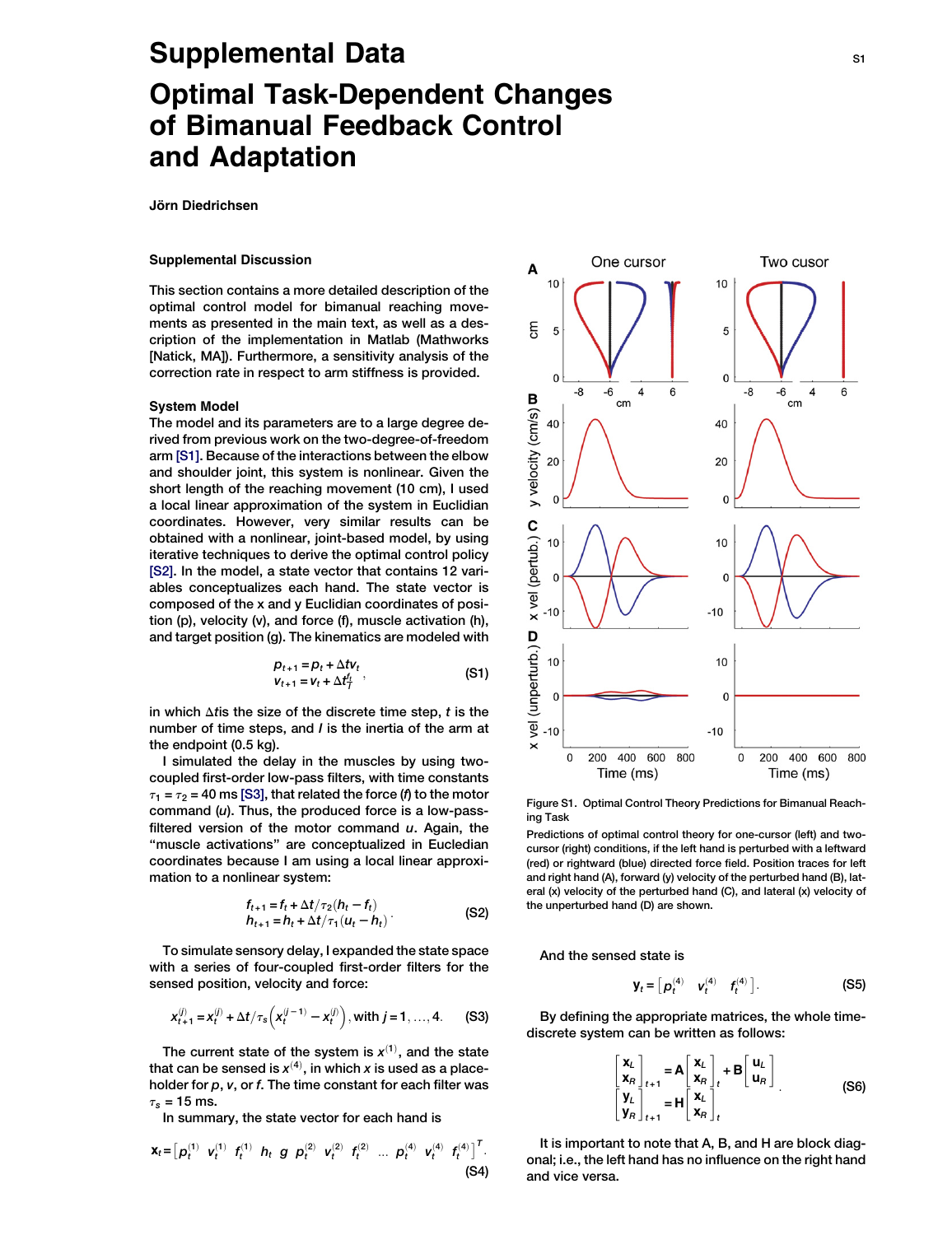# Supplemental Data

# Optimal Task-Dependent Changes of Bimanual Feedback Control and Adaptation

**Jörn Diedrichsen**

## Supplemental Discussion

This section contains a more detailed description of the optimal control model for bimanual reaching movements as presented in the main text, as well as a description of the implementation in Matlab (Mathworks [Natick, MA]). Furthermore, a sensitivity analysis of the correction rate in respect to arm stiffness is provided.

### System Model

The model and its parameters are to a large degree derived from previous work on the two-degree-of-freedom arm [S1]. Because of the interactions between the elbow and shoulder joint, this system is nonlinear. Given the short length of the reaching movement (10 cm), I used a local linear approximation of the system in Euclidian coordinates. However, very similar results can be obtained with a nonlinear, joint-based model, by using iterative techniques to derive the optimal control policy [S2]. In the model, a state vector that contains 12 variables conceptualizes each hand. The state vector is composed of the x and y Euclidian coordinates of position (p), velocity (v), and force (f), muscle activation (h), and target position (g). The kinematics are modeled with

$$
\begin{aligned}
p_{t+1} &= p_t + \Delta t v_t \\
v_{t+1} &= v_t + \Delta t \frac{f_t}{I}
\end{aligned}
\tag{S1}
$$

in which $\Delta t$ is the size of the discrete time step, $t$ is the number of time steps, and $I$ is the inertia of the arm at the endpoint (0.5 kg).

I simulated the delay in the muscles by using two-coupled first-order low-pass filters, with time constants $\tau_1 = \tau_2 = 40$ ms [S3], that related the force ($f$) to the motor command ($u$). Thus, the produced force is a low-pass-filtered version of the motor command $u$. Again, the "muscle activations" are conceptualized in Eucledian coordinates because I am using a local linear approximation to a nonlinear system:

$$
\begin{aligned}
f_{t+1} &= f_t + \Delta t/\tau_2 (h_t - f_t) \\
h_{t+1} &= h_t + \Delta t/\tau_1 (u_t - h_t)
\end{aligned}
\tag{S2}
$$

To simulate sensory delay, I expanded the state space with a series of four-coupled first-order filters for the sensed position, velocity and force:

$$
x_{t+1}^{(j)} = x_t^{(j)} + \Delta t/\tau_s \left( x_t^{(j-1)} - x_t^{(j)} \right), \text{with } j = 1, \ldots, 4. \tag{S3}
$$

The current state of the system is $x^{(1)}$, and the state that can be sensed is $x^{(4)}$, in which $x$ is used as a placeholder for $p$, $v$, or $f$. The time constant for each filter was $\tau_s = 15$ ms.

In summary, the state vector for each hand is

$$
\mathbf{x}_t = \left[ p_t^{(1)} \quad v_t^{(1)} \quad f_t^{(1)} \quad h_t \quad g \quad p_t^{(2)} \quad v_t^{(2)} \quad f_t^{(2)} \quad \ldots \quad p_t^{(4)} \quad v_t^{(4)} \quad f_t^{(4)} \right]^T. \tag{S4}
$$

Figure S1. Optimal Control Theory Predictions for Bimanual Reaching Task

Predictions of optimal control theory for one-cursor (left) and two-cursor (right) conditions, if the left hand is perturbed with a leftward (red) or rightward (blue) directed force field. Position traces for left and right hand (A), forward (y) velocity of the perturbed hand (B), lateral (x) velocity of the perturbed hand (C), and lateral (x) velocity of the unperturbed hand (D) are shown.

And the sensed state is

$$
\mathbf{y}_t = \left[ p_t^{(4)} \quad v_t^{(4)} \quad f_t^{(4)} \right]. \tag{S5}
$$

By defining the appropriate matrices, the whole time-discrete system can be written as follows:

$$
\begin{aligned}
\begin{bmatrix} \mathbf{x}_L \\ \mathbf{x}_R \end{bmatrix}_{t+1} &= \mathbf{A} \begin{bmatrix} \mathbf{x}_L \\ \mathbf{x}_R \end{bmatrix}_t + \mathbf{B} \begin{bmatrix} \mathbf{u}_L \\ \mathbf{u}_R \end{bmatrix}_t \\
\begin{bmatrix} \mathbf{y}_L \\ \mathbf{y}_R \end{bmatrix}_{t+1} &= \mathbf{H} \begin{bmatrix} \mathbf{x}_L \\ \mathbf{x}_R \end{bmatrix}_t
\end{aligned}
\tag{S6}
$$

It is important to note that A, B, and H are block diagonal; i.e., the left hand has no influence on the right hand and vice versa.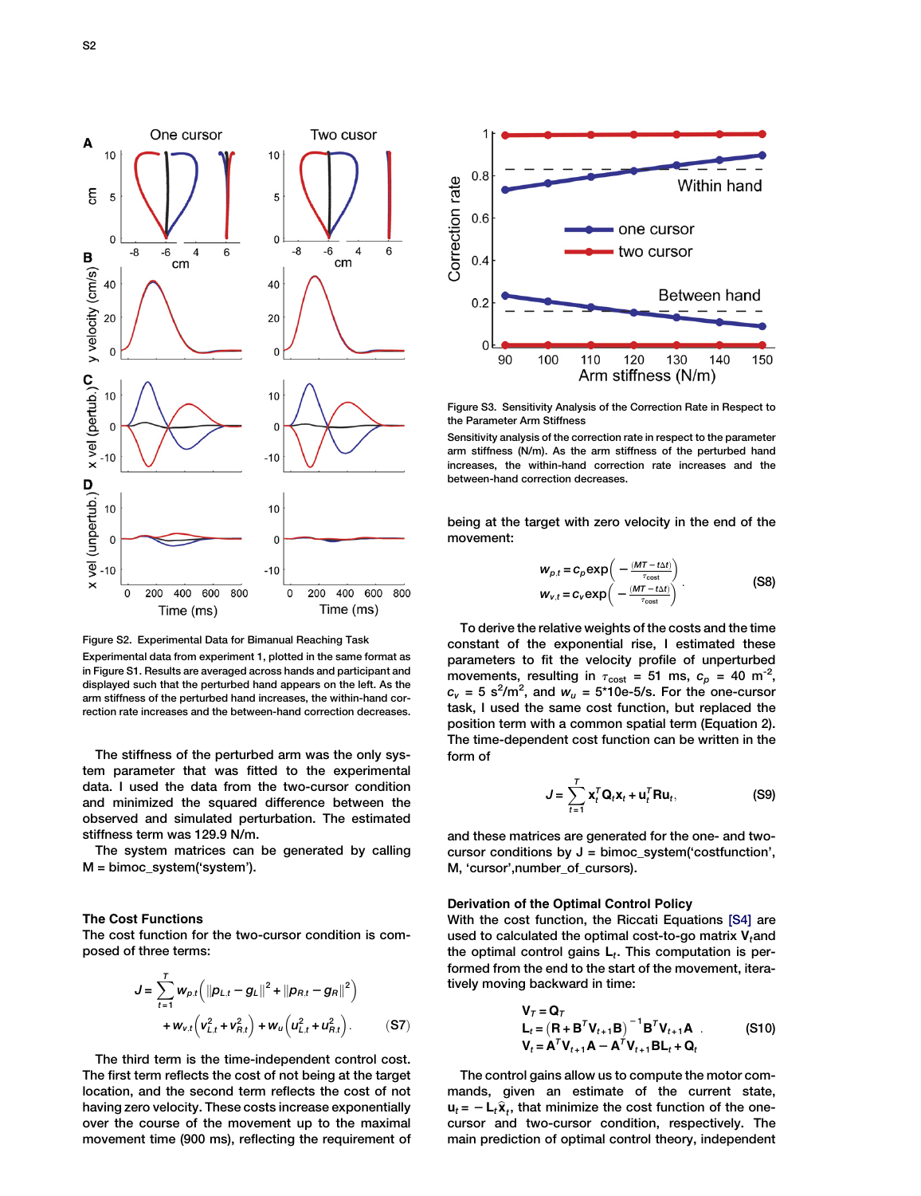Figure S2. Experimental Data for Bimanual Reaching Task

Experimental data from experiment 1, plotted in the same format as in Figure S1. Results are averaged across hands and participant and displayed such that the perturbed hand appears on the left. As the arm stiffness of the perturbed hand increases, the within-hand correction rate increases and the between-hand correction decreases.

The stiffness of the perturbed arm was the only system parameter that was fitted to the experimental data. I used the data from the two-cursor condition and minimized the squared difference between the observed and simulated perturbation. The estimated stiffness term was 129.9 N/m.

The system matrices can be generated by calling M = bimoc_system('system').

### The Cost Functions

The cost function for the two-cursor condition is composed of three terms:

$$J = \sum_{t=1}^{T} w_{p,t}\left(\|p_{L,t} - g_L\|^2 + \|p_{R,t} - g_R\|^2\right) + w_{v,t}\left(v_{L,t}^2 + v_{R,t}^2\right) + w_u\left(u_{L,t}^2 + u_{R,t}^2\right). \quad \text{(S7)}$$

The third term is the time-independent control cost. The first term reflects the cost of not being at the target location, and the second term reflects the cost of not having zero velocity. These costs increase exponentially over the course of the movement up to the maximal movement time (900 ms), reflecting the requirement of being at the target with zero velocity in the end of the movement:

$$w_{p,t} = c_p \exp\left(-\frac{(MT - t\Delta t)}{\tau_{cost}}\right)$$
$$w_{v,t} = c_v \exp\left(-\frac{(MT - t\Delta t)}{\tau_{cost}}\right). \quad \text{(S8)}$$

To derive the relative weights of the costs and the time constant of the exponential rise, I estimated these parameters to fit the velocity profile of unperturbed movements, resulting in $\tau_{cost}$ = 51 ms, $c_p$ = 40 m$^{-2}$, $c_v$ = 5 s$^2$/m$^2$, and $w_u$ = 5*10e-5/s. For the one-cursor task, I used the same cost function, but replaced the position term with a common spatial term (Equation 2). The time-dependent cost function can be written in the form of

$$J = \sum_{t=1}^{T} \mathbf{x}_t^T \mathbf{Q}_t \mathbf{x}_t + \mathbf{u}_t^T \mathbf{R} \mathbf{u}_t, \quad \text{(S9)}$$

and these matrices are generated for the one- and two-cursor conditions by J = bimoc_system('costfunction', M, 'cursor',number_of_cursors).

### Derivation of the Optimal Control Policy

With the cost function, the Riccati Equations [S4] are used to calculated the optimal cost-to-go matrix $\mathbf{V}_t$ and the optimal control gains $\mathbf{L}_t$. This computation is performed from the end to the start of the movement, iteratively moving backward in time:

$$\mathbf{V}_T = \mathbf{Q}_T$$
$$\mathbf{L}_t = \left(\mathbf{R} + \mathbf{B}^T \mathbf{V}_{t+1} \mathbf{B}\right)^{-1} \mathbf{B}^T \mathbf{V}_{t+1} \mathbf{A} \quad \text{(S10)}$$
$$\mathbf{V}_t = \mathbf{A}^T \mathbf{V}_{t+1} \mathbf{A} - \mathbf{A}^T \mathbf{V}_{t+1} \mathbf{B} \mathbf{L}_t + \mathbf{Q}_t$$

The control gains allow us to compute the motor commands, given an estimate of the current state, $\mathbf{u}_t = -\mathbf{L}_t \hat{\mathbf{x}}_t$, that minimize the cost function of the one-cursor and two-cursor condition, respectively. The main prediction of optimal control theory, independent

Figure S3. Sensitivity Analysis of the Correction Rate in Respect to the Parameter Arm Stiffness

Sensitivity analysis of the correction rate in respect to the parameter arm stiffness (N/m). As the arm stiffness of the perturbed hand increases, the within-hand correction rate increases and the between-hand correction decreases.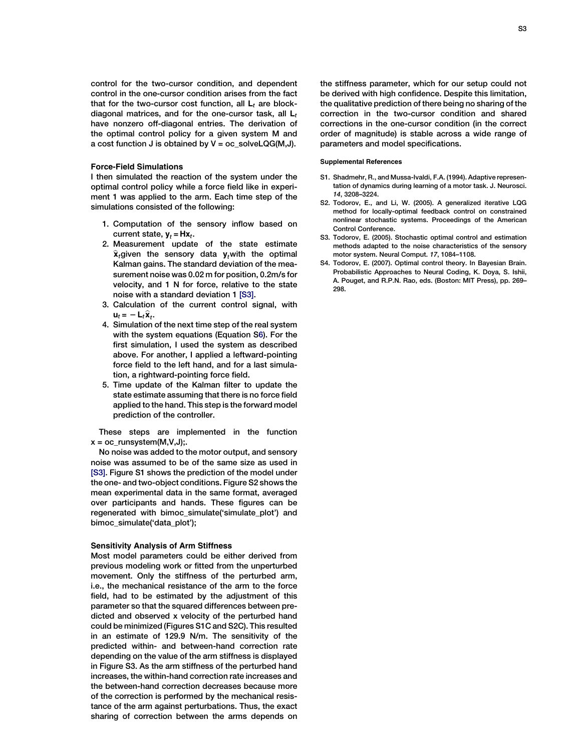control for the two-cursor condition, and dependent control in the one-cursor condition arises from the fact that for the two-cursor cost function, all $\mathbf{L}_t$ are block-diagonal matrices, and for the one-cursor task, all $\mathbf{L}_t$ have nonzero off-diagonal entries. The derivation of the optimal control policy for a given system M and a cost function J is obtained by V = oc_solveLQG(M,J).

### Force-Field Simulations

I then simulated the reaction of the system under the optimal control policy while a force field like in experiment 1 was applied to the arm. Each time step of the simulations consisted of the following:

1. Computation of the sensory inflow based on current state, $\mathbf{y}_t = \mathbf{H}\mathbf{x}_t$.
2. Measurement update of the state estimate $\hat{\mathbf{x}}_t$given the sensory data $\mathbf{y}_t$with the optimal Kalman gains. The standard deviation of the measurement noise was 0.02 m for position, 0.2m/s for velocity, and 1 N for force, relative to the state noise with a standard deviation 1 [S3].
3. Calculation of the current control signal, with $\mathbf{u}_t = -\mathbf{L}_t\hat{\mathbf{x}}_t$.
4. Simulation of the next time step of the real system with the system equations (Equation S6). For the first simulation, I used the system as described above. For another, I applied a leftward-pointing force field to the left hand, and for a last simulation, a rightward-pointing force field.
5. Time update of the Kalman filter to update the state estimate assuming that there is no force field applied to the hand. This step is the forward model prediction of the controller.

These steps are implemented in the function x = oc_runsystem(M,V,J);.

No noise was added to the motor output, and sensory noise was assumed to be of the same size as used in [S3]. Figure S1 shows the prediction of the model under the one- and two-object conditions. Figure S2 shows the mean experimental data in the same format, averaged over participants and hands. These figures can be regenerated with bimoc_simulate('simulate_plot') and bimoc_simulate('data_plot');

### Sensitivity Analysis of Arm Stiffness

Most model parameters could be either derived from previous modeling work or fitted from the unperturbed movement. Only the stiffness of the perturbed arm, i.e., the mechanical resistance of the arm to the force field, had to be estimated by the adjustment of this parameter so that the squared differences between predicted and observed x velocity of the perturbed hand could be minimized (Figures S1C and S2C). This resulted in an estimate of 129.9 N/m. The sensitivity of the predicted within- and between-hand correction rate depending on the value of the arm stiffness is displayed in Figure S3. As the arm stiffness of the perturbed hand increases, the within-hand correction rate increases and the between-hand correction decreases because more of the correction is performed by the mechanical resistance of the arm against perturbations. Thus, the exact sharing of correction between the arms depends on the stiffness parameter, which for our setup could not be derived with high confidence. Despite this limitation, the qualitative prediction of there being no sharing of the correction in the two-cursor condition and shared corrections in the one-cursor condition (in the correct order of magnitude) is stable across a wide range of parameters and model specifications.

#### Supplemental References

S1. Shadmehr, R., and Mussa-Ivaldi, F.A. (1994). Adaptive representation of dynamics during learning of a motor task. J. Neurosci. *14*, 3208–3224.

S2. Todorov, E., and Li, W. (2005). A generalized iterative LQG method for locally-optimal feedback control on constrained nonlinear stochastic systems. Proceedings of the American Control Conference.

S3. Todorov, E. (2005). Stochastic optimal control and estimation methods adapted to the noise characteristics of the sensory motor system. Neural Comput. *17*, 1084–1108.

S4. Todorov, E. (2007). Optimal control theory. In Bayesian Brain. Probabilistic Approaches to Neural Coding, K. Doya, S. Ishii, A. Pouget, and R.P.N. Rao, eds. (Boston: MIT Press), pp. 269–298.